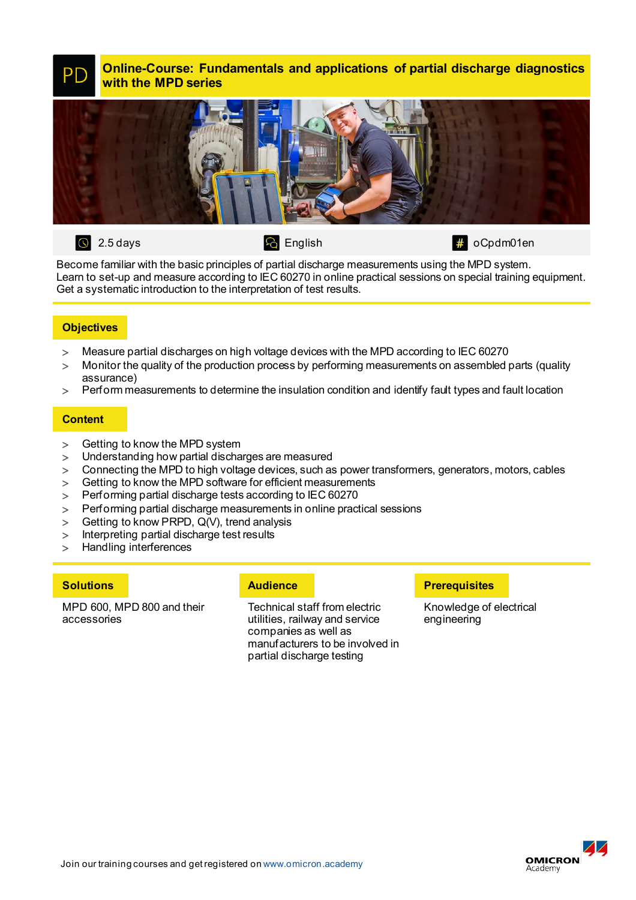# PD Online-Course: Fundamentals and applications of partial discharge diagnostics with the MPD series

2.5 days | English | # oCpdm01en

Become familiar with the basic principles of partial discharge measurements using the MPD system.
Learn to set-up and measure according to IEC 60270 in online practical sessions on special training equipment.
Get a systematic introduction to the interpretation of test results.

## Objectives

- Measure partial discharges on high voltage devices with the MPD according to IEC 60270
- Monitor the quality of the production process by performing measurements on assembled parts (quality assurance)
- Perform measurements to determine the insulation condition and identify fault types and fault location

## Content

- Getting to know the MPD system
- Understanding how partial discharges are measured
- Connecting the MPD to high voltage devices, such as power transformers, generators, motors, cables
- Getting to know the MPD software for efficient measurements
- Performing partial discharge tests according to IEC 60270
- Performing partial discharge measurements in online practical sessions
- Getting to know PRPD, Q(V), trend analysis
- Interpreting partial discharge test results
- Handling interferences

## Solutions

MPD 600, MPD 800 and their accessories

## Audience

Technical staff from electric utilities, railway and service companies as well as manufacturers to be involved in partial discharge testing

## Prerequisites

Knowledge of electrical engineering

Join our training courses and get registered on www.omicron.academy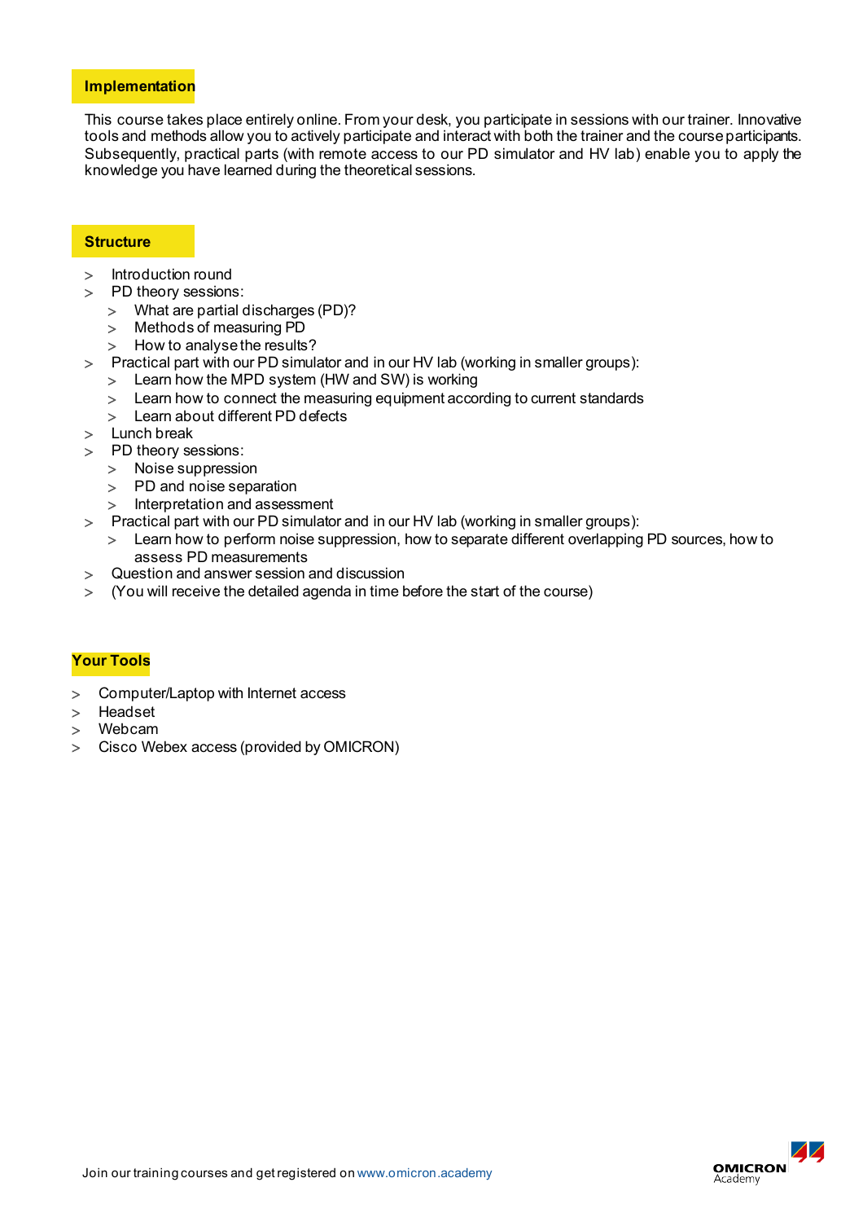## Implementation

This course takes place entirely online. From your desk, you participate in sessions with our trainer. Innovative tools and methods allow you to actively participate and interact with both the trainer and the course participants. Subsequently, practical parts (with remote access to our PD simulator and HV lab) enable you to apply the knowledge you have learned during the theoretical sessions.

## Structure

- Introduction round
- PD theory sessions:
  - What are partial discharges (PD)?
  - Methods of measuring PD
  - How to analyse the results?
- Practical part with our PD simulator and in our HV lab (working in smaller groups):
  - Learn how the MPD system (HW and SW) is working
  - Learn how to connect the measuring equipment according to current standards
  - Learn about different PD defects
- Lunch break
- PD theory sessions:
  - Noise suppression
  - PD and noise separation
  - Interpretation and assessment
- Practical part with our PD simulator and in our HV lab (working in smaller groups):
  - Learn how to perform noise suppression, how to separate different overlapping PD sources, how to assess PD measurements
- Question and answer session and discussion
- (You will receive the detailed agenda in time before the start of the course)

## Your Tools

- Computer/Laptop with Internet access
- Headset
- Webcam
- Cisco Webex access (provided by OMICRON)

Join our training courses and get registered on www.omicron.academy